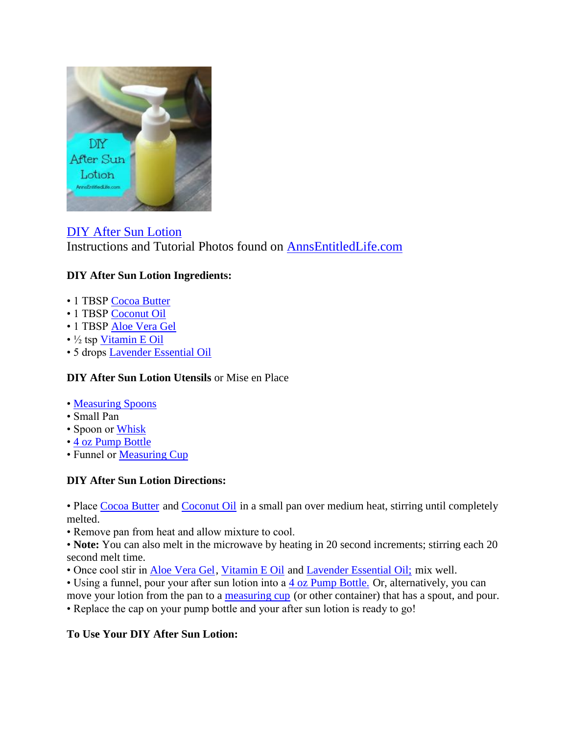DIY After Sun Lotion
Instructions and Tutorial Photos found on AnnsEntitledLife.com

**DIY After Sun Lotion Ingredients:**

- 1 TBSP Cocoa Butter
- 1 TBSP Coconut Oil
- 1 TBSP Aloe Vera Gel
- ½ tsp Vitamin E Oil
- 5 drops Lavender Essential Oil

**DIY After Sun Lotion Utensils** or Mise en Place

- Measuring Spoons
- Small Pan
- Spoon or Whisk
- 4 oz Pump Bottle
- Funnel or Measuring Cup

**DIY After Sun Lotion Directions:**

- Place Cocoa Butter and Coconut Oil in a small pan over medium heat, stirring until completely melted.
- Remove pan from heat and allow mixture to cool.
- **Note:** You can also melt in the microwave by heating in 20 second increments; stirring each 20 second melt time.
- Once cool stir in Aloe Vera Gel, Vitamin E Oil and Lavender Essential Oil; mix well.
- Using a funnel, pour your after sun lotion into a 4 oz Pump Bottle. Or, alternatively, you can move your lotion from the pan to a measuring cup (or other container) that has a spout, and pour.
- Replace the cap on your pump bottle and your after sun lotion is ready to go!

**To Use Your DIY After Sun Lotion:**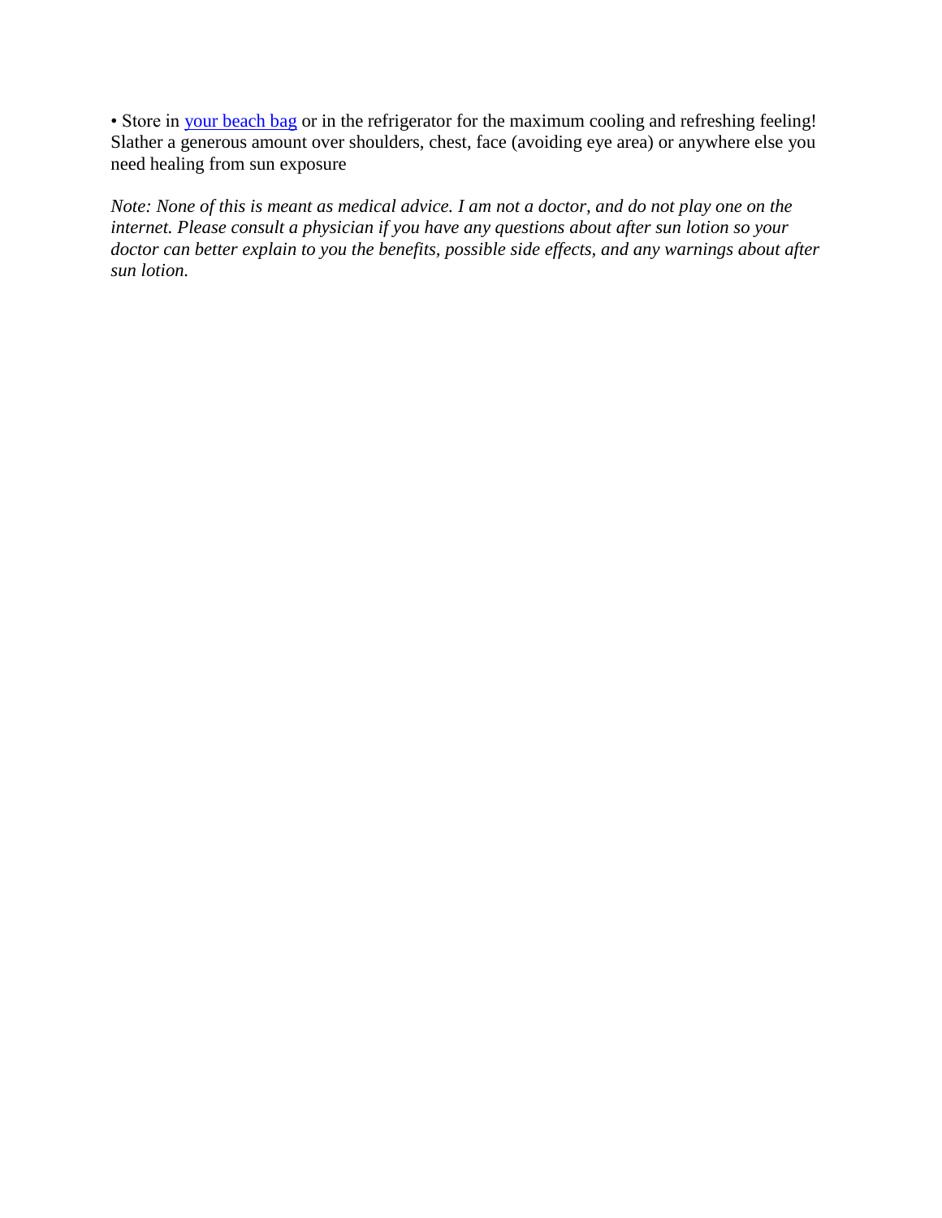• Store in your beach bag or in the refrigerator for the maximum cooling and refreshing feeling! Slather a generous amount over shoulders, chest, face (avoiding eye area) or anywhere else you need healing from sun exposure

*Note: None of this is meant as medical advice. I am not a doctor, and do not play one on the internet. Please consult a physician if you have any questions about after sun lotion so your doctor can better explain to you the benefits, possible side effects, and any warnings about after sun lotion.*